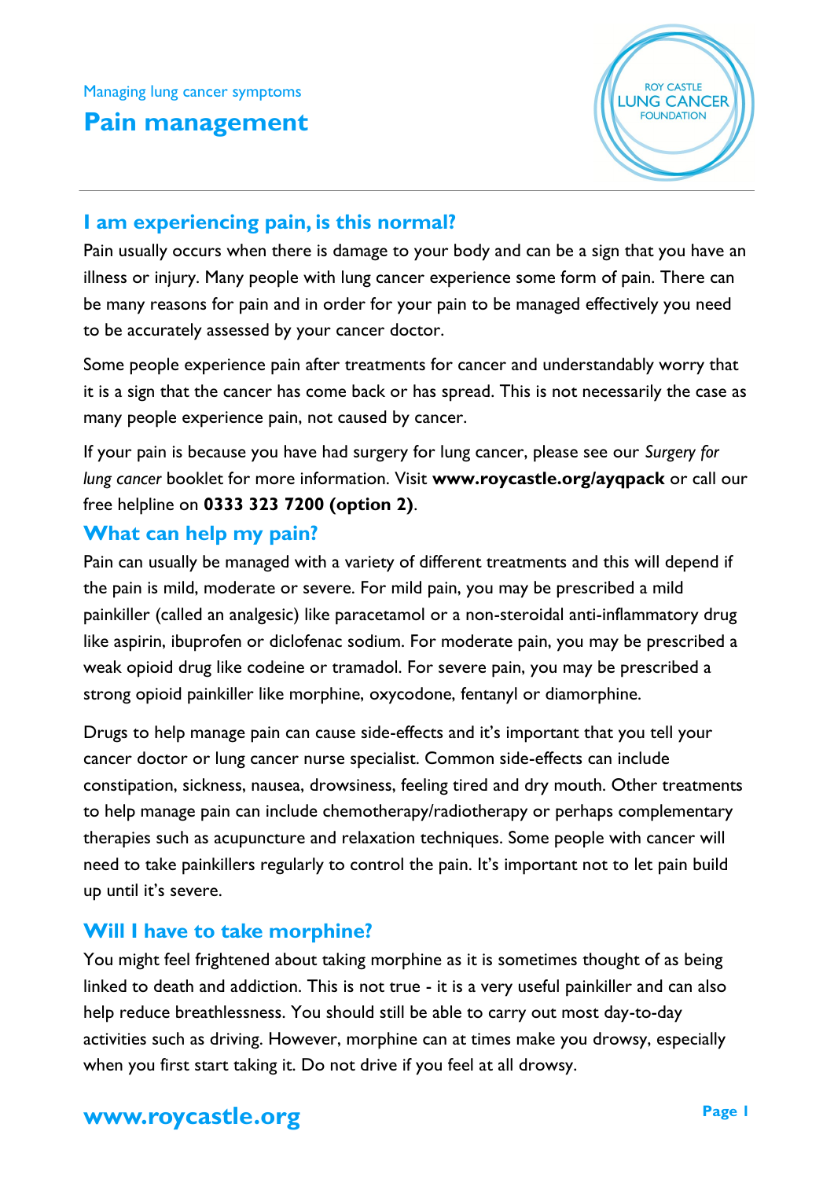Managing lung cancer symptoms

# Pain management

ROY CASTLE LUNG CANCER FOUNDATION

## I am experiencing pain, is this normal?

Pain usually occurs when there is damage to your body and can be a sign that you have an illness or injury. Many people with lung cancer experience some form of pain. There can be many reasons for pain and in order for your pain to be managed effectively you need to be accurately assessed by your cancer doctor.

Some people experience pain after treatments for cancer and understandably worry that it is a sign that the cancer has come back or has spread. This is not necessarily the case as many people experience pain, not caused by cancer.

If your pain is because you have had surgery for lung cancer, please see our *Surgery for lung cancer* booklet for more information. Visit **www.roycastle.org/ayqpack** or call our free helpline on **0333 323 7200 (option 2)**.

## What can help my pain?

Pain can usually be managed with a variety of different treatments and this will depend if the pain is mild, moderate or severe. For mild pain, you may be prescribed a mild painkiller (called an analgesic) like paracetamol or a non-steroidal anti-inflammatory drug like aspirin, ibuprofen or diclofenac sodium. For moderate pain, you may be prescribed a weak opioid drug like codeine or tramadol. For severe pain, you may be prescribed a strong opioid painkiller like morphine, oxycodone, fentanyl or diamorphine.

Drugs to help manage pain can cause side-effects and it's important that you tell your cancer doctor or lung cancer nurse specialist. Common side-effects can include constipation, sickness, nausea, drowsiness, feeling tired and dry mouth. Other treatments to help manage pain can include chemotherapy/radiotherapy or perhaps complementary therapies such as acupuncture and relaxation techniques. Some people with cancer will need to take painkillers regularly to control the pain. It's important not to let pain build up until it's severe.

## Will I have to take morphine?

You might feel frightened about taking morphine as it is sometimes thought of as being linked to death and addiction. This is not true - it is a very useful painkiller and can also help reduce breathlessness. You should still be able to carry out most day-to-day activities such as driving. However, morphine can at times make you drowsy, especially when you first start taking it. Do not drive if you feel at all drowsy.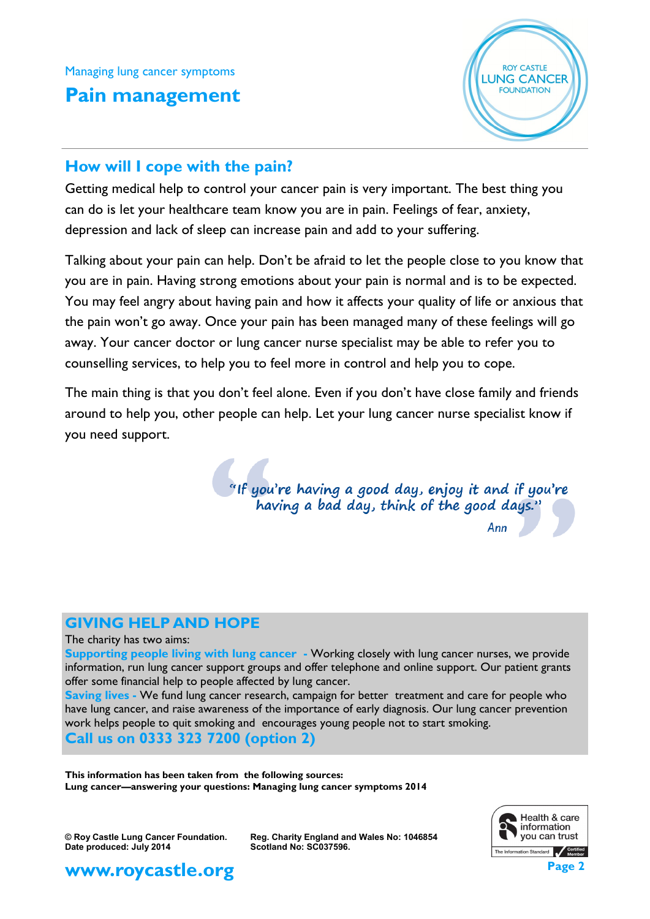## How will I cope with the pain?

Getting medical help to control your cancer pain is very important. The best thing you can do is let your healthcare team know you are in pain. Feelings of fear, anxiety, depression and lack of sleep can increase pain and add to your suffering.

Talking about your pain can help. Don't be afraid to let the people close to you know that you are in pain. Having strong emotions about your pain is normal and is to be expected. You may feel angry about having pain and how it affects your quality of life or anxious that the pain won't go away. Once your pain has been managed many of these feelings will go away. Your cancer doctor or lung cancer nurse specialist may be able to refer you to counselling services, to help you to feel more in control and help you to cope.

The main thing is that you don't feel alone. Even if you don't have close family and friends around to help you, other people can help. Let your lung cancer nurse specialist know if you need support.

> *"If you're having a good day, enjoy it and if you're having a bad day, think of the good days."*
>
> *Ann*

## GIVING HELP AND HOPE

The charity has two aims:

**Supporting people living with lung cancer** - Working closely with lung cancer nurses, we provide information, run lung cancer support groups and offer telephone and online support. Our patient grants offer some financial help to people affected by lung cancer.

**Saving lives** - We fund lung cancer research, campaign for better treatment and care for people who have lung cancer, and raise awareness of the importance of early diagnosis. Our lung cancer prevention work helps people to quit smoking and encourages young people not to start smoking.

**Call us on 0333 323 7200 (option 2)**

**This information has been taken from the following sources:**
**Lung cancer—answering your questions: Managing lung cancer symptoms 2014**

**© Roy Castle Lung Cancer Foundation.**
**Date produced: July 2014**

**Reg. Charity England and Wales No: 1046854**
**Scotland No: SC037596.**

Health & care information you can trust
The Information Standard – Certified Member

**www.roycastle.org**